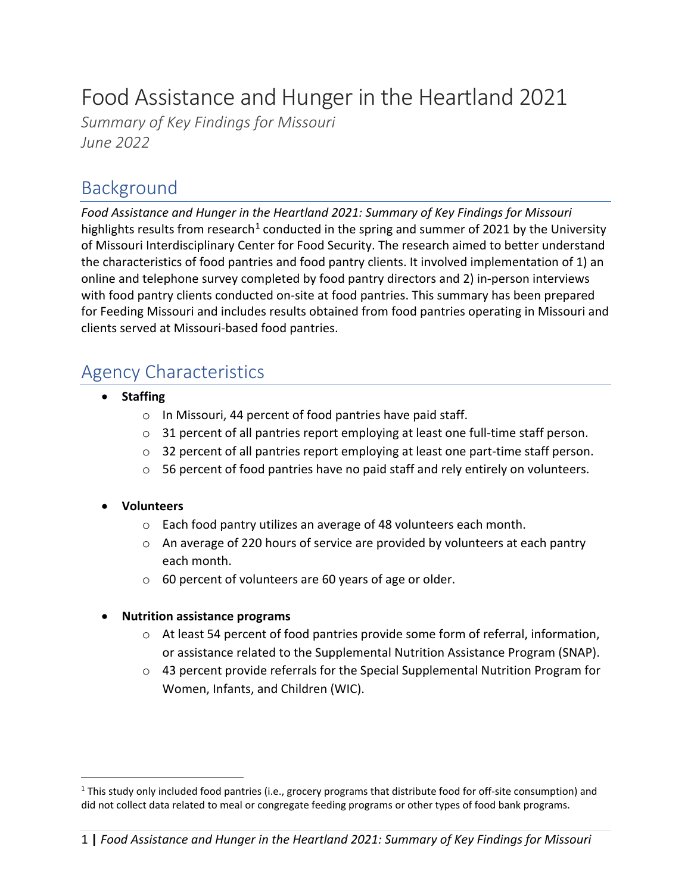# Food Assistance and Hunger in the Heartland 2021

*Summary of Key Findings for Missouri*
*June 2022*

## Background

*Food Assistance and Hunger in the Heartland 2021: Summary of Key Findings for Missouri* highlights results from research[1] conducted in the spring and summer of 2021 by the University of Missouri Interdisciplinary Center for Food Security. The research aimed to better understand the characteristics of food pantries and food pantry clients. It involved implementation of 1) an online and telephone survey completed by food pantry directors and 2) in-person interviews with food pantry clients conducted on-site at food pantries. This summary has been prepared for Feeding Missouri and includes results obtained from food pantries operating in Missouri and clients served at Missouri-based food pantries.

## Agency Characteristics

- **Staffing**
  - In Missouri, 44 percent of food pantries have paid staff.
  - 31 percent of all pantries report employing at least one full-time staff person.
  - 32 percent of all pantries report employing at least one part-time staff person.
  - 56 percent of food pantries have no paid staff and rely entirely on volunteers.

- **Volunteers**
  - Each food pantry utilizes an average of 48 volunteers each month.
  - An average of 220 hours of service are provided by volunteers at each pantry each month.
  - 60 percent of volunteers are 60 years of age or older.

- **Nutrition assistance programs**
  - At least 54 percent of food pantries provide some form of referral, information, or assistance related to the Supplemental Nutrition Assistance Program (SNAP).
  - 43 percent provide referrals for the Special Supplemental Nutrition Program for Women, Infants, and Children (WIC).

---

[1] This study only included food pantries (i.e., grocery programs that distribute food for off-site consumption) and did not collect data related to meal or congregate feeding programs or other types of food bank programs.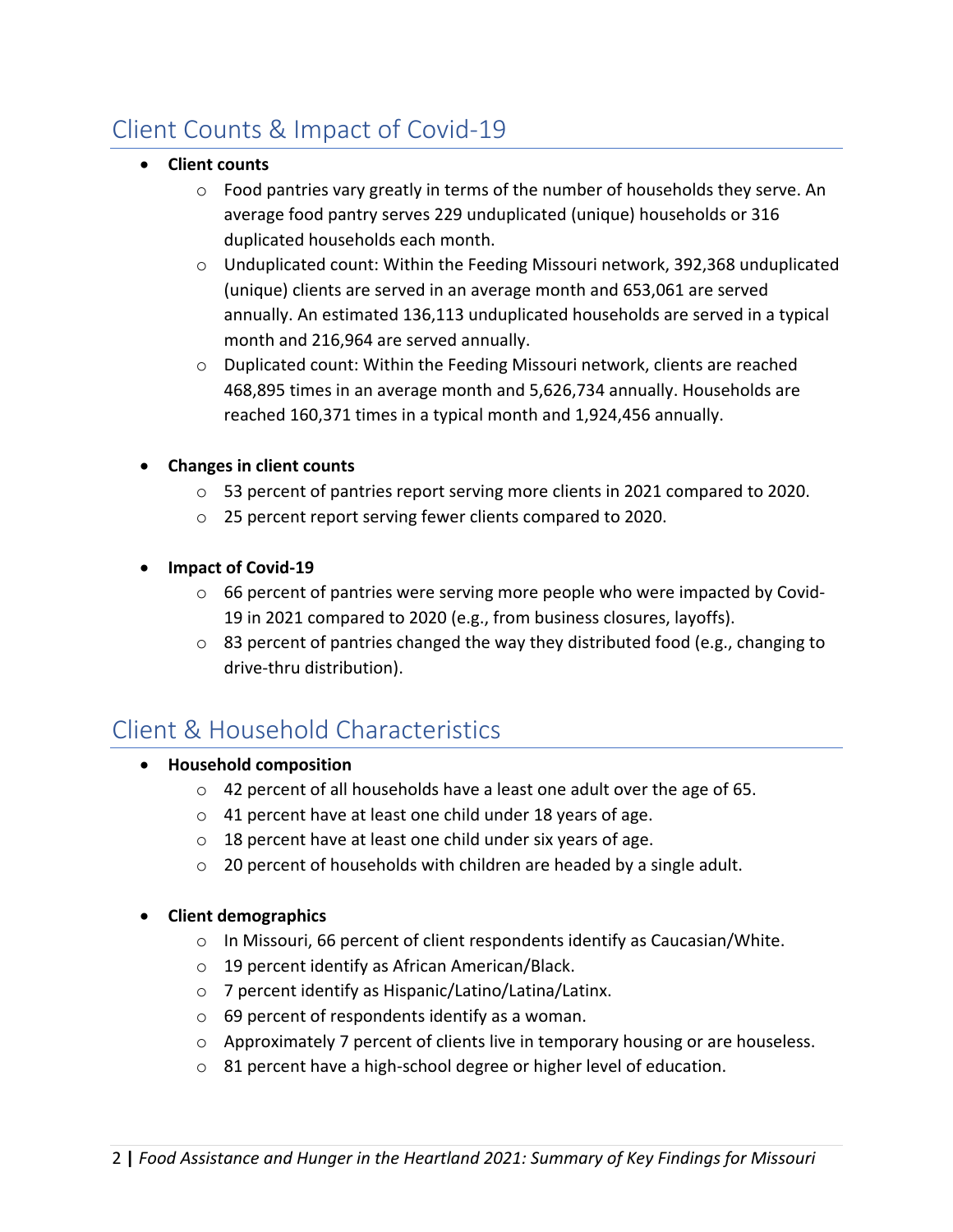## Client Counts & Impact of Covid-19

- **Client counts**
  - Food pantries vary greatly in terms of the number of households they serve. An average food pantry serves 229 unduplicated (unique) households or 316 duplicated households each month.
  - Unduplicated count: Within the Feeding Missouri network, 392,368 unduplicated (unique) clients are served in an average month and 653,061 are served annually. An estimated 136,113 unduplicated households are served in a typical month and 216,964 are served annually.
  - Duplicated count: Within the Feeding Missouri network, clients are reached 468,895 times in an average month and 5,626,734 annually. Households are reached 160,371 times in a typical month and 1,924,456 annually.

- **Changes in client counts**
  - 53 percent of pantries report serving more clients in 2021 compared to 2020.
  - 25 percent report serving fewer clients compared to 2020.

- **Impact of Covid-19**
  - 66 percent of pantries were serving more people who were impacted by Covid-19 in 2021 compared to 2020 (e.g., from business closures, layoffs).
  - 83 percent of pantries changed the way they distributed food (e.g., changing to drive-thru distribution).

## Client & Household Characteristics

- **Household composition**
  - 42 percent of all households have a least one adult over the age of 65.
  - 41 percent have at least one child under 18 years of age.
  - 18 percent have at least one child under six years of age.
  - 20 percent of households with children are headed by a single adult.

- **Client demographics**
  - In Missouri, 66 percent of client respondents identify as Caucasian/White.
  - 19 percent identify as African American/Black.
  - 7 percent identify as Hispanic/Latino/Latina/Latinx.
  - 69 percent of respondents identify as a woman.
  - Approximately 7 percent of clients live in temporary housing or are houseless.
  - 81 percent have a high-school degree or higher level of education.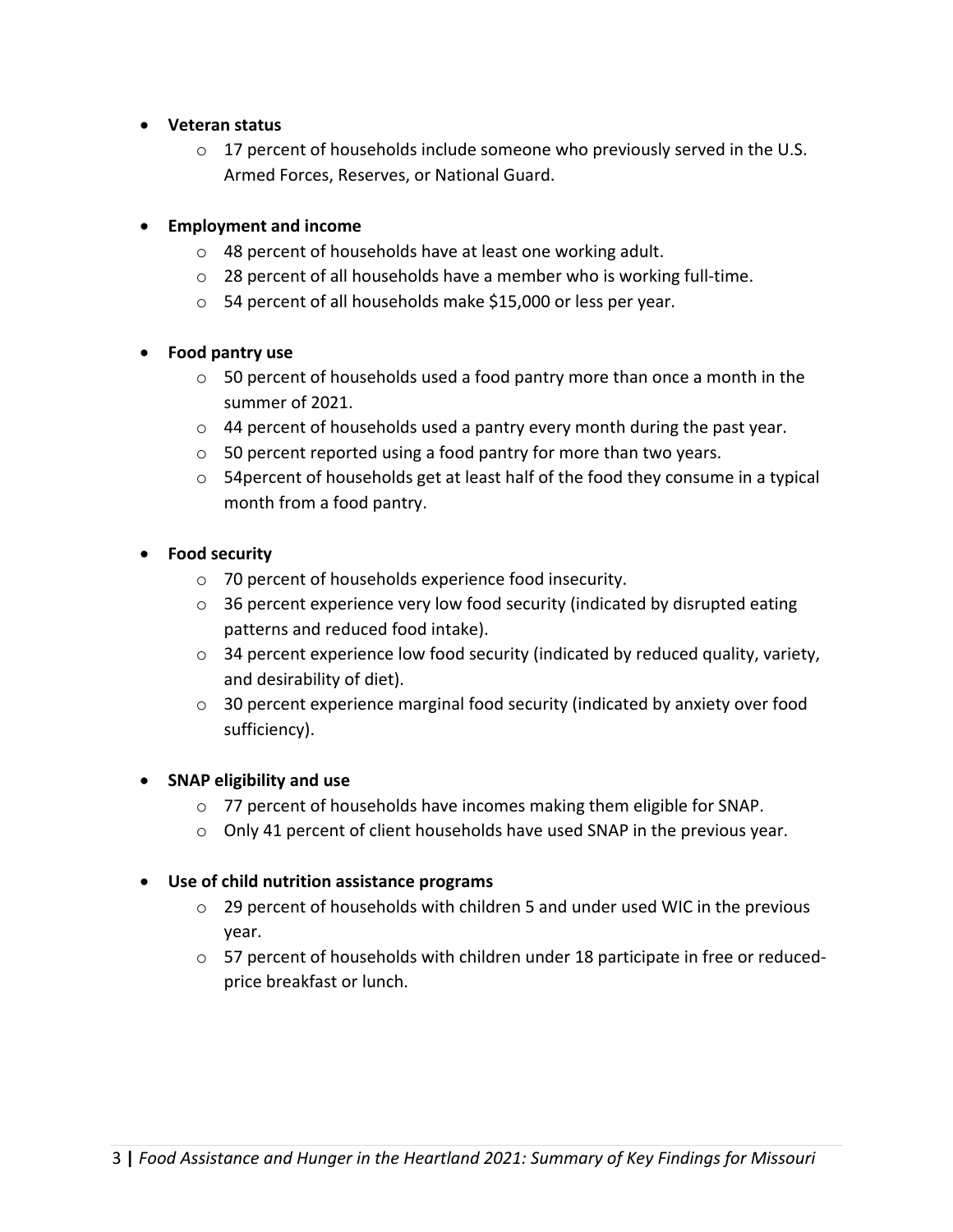- **Veteran status**
  - 17 percent of households include someone who previously served in the U.S. Armed Forces, Reserves, or National Guard.

- **Employment and income**
  - 48 percent of households have at least one working adult.
  - 28 percent of all households have a member who is working full-time.
  - 54 percent of all households make $15,000 or less per year.

- **Food pantry use**
  - 50 percent of households used a food pantry more than once a month in the summer of 2021.
  - 44 percent of households used a pantry every month during the past year.
  - 50 percent reported using a food pantry for more than two years.
  - 54percent of households get at least half of the food they consume in a typical month from a food pantry.

- **Food security**
  - 70 percent of households experience food insecurity.
  - 36 percent experience very low food security (indicated by disrupted eating patterns and reduced food intake).
  - 34 percent experience low food security (indicated by reduced quality, variety, and desirability of diet).
  - 30 percent experience marginal food security (indicated by anxiety over food sufficiency).

- **SNAP eligibility and use**
  - 77 percent of households have incomes making them eligible for SNAP.
  - Only 41 percent of client households have used SNAP in the previous year.

- **Use of child nutrition assistance programs**
  - 29 percent of households with children 5 and under used WIC in the previous year.
  - 57 percent of households with children under 18 participate in free or reduced-price breakfast or lunch.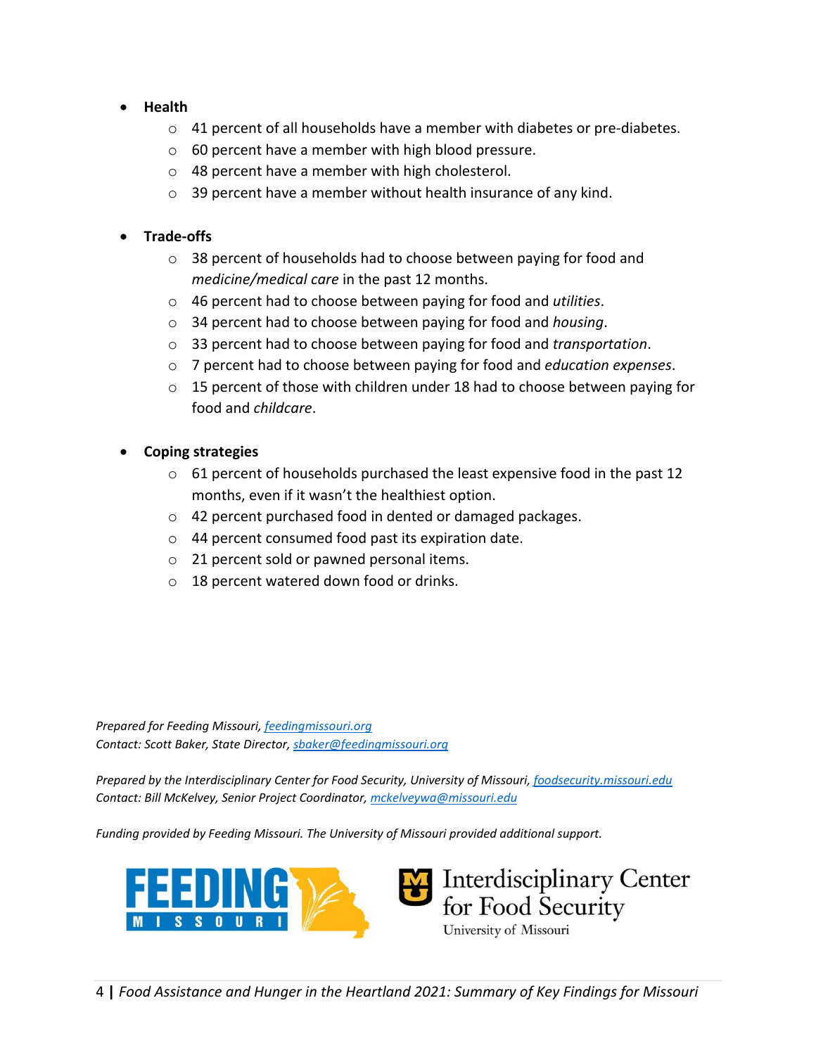- **Health**
  - 41 percent of all households have a member with diabetes or pre-diabetes.
  - 60 percent have a member with high blood pressure.
  - 48 percent have a member with high cholesterol.
  - 39 percent have a member without health insurance of any kind.

- **Trade-offs**
  - 38 percent of households had to choose between paying for food and *medicine/medical care* in the past 12 months.
  - 46 percent had to choose between paying for food and *utilities*.
  - 34 percent had to choose between paying for food and *housing*.
  - 33 percent had to choose between paying for food and *transportation*.
  - 7 percent had to choose between paying for food and *education expenses*.
  - 15 percent of those with children under 18 had to choose between paying for food and *childcare*.

- **Coping strategies**
  - 61 percent of households purchased the least expensive food in the past 12 months, even if it wasn't the healthiest option.
  - 42 percent purchased food in dented or damaged packages.
  - 44 percent consumed food past its expiration date.
  - 21 percent sold or pawned personal items.
  - 18 percent watered down food or drinks.

*Prepared for Feeding Missouri, feedingmissouri.org*
*Contact: Scott Baker, State Director, sbaker@feedingmissouri.org*

*Prepared by the Interdisciplinary Center for Food Security, University of Missouri, foodsecurity.missouri.edu*
*Contact: Bill McKelvey, Senior Project Coordinator, mckelveywa@missouri.edu*

*Funding provided by Feeding Missouri. The University of Missouri provided additional support.*

FEEDING MISSOURI

Interdisciplinary Center for Food Security
University of Missouri